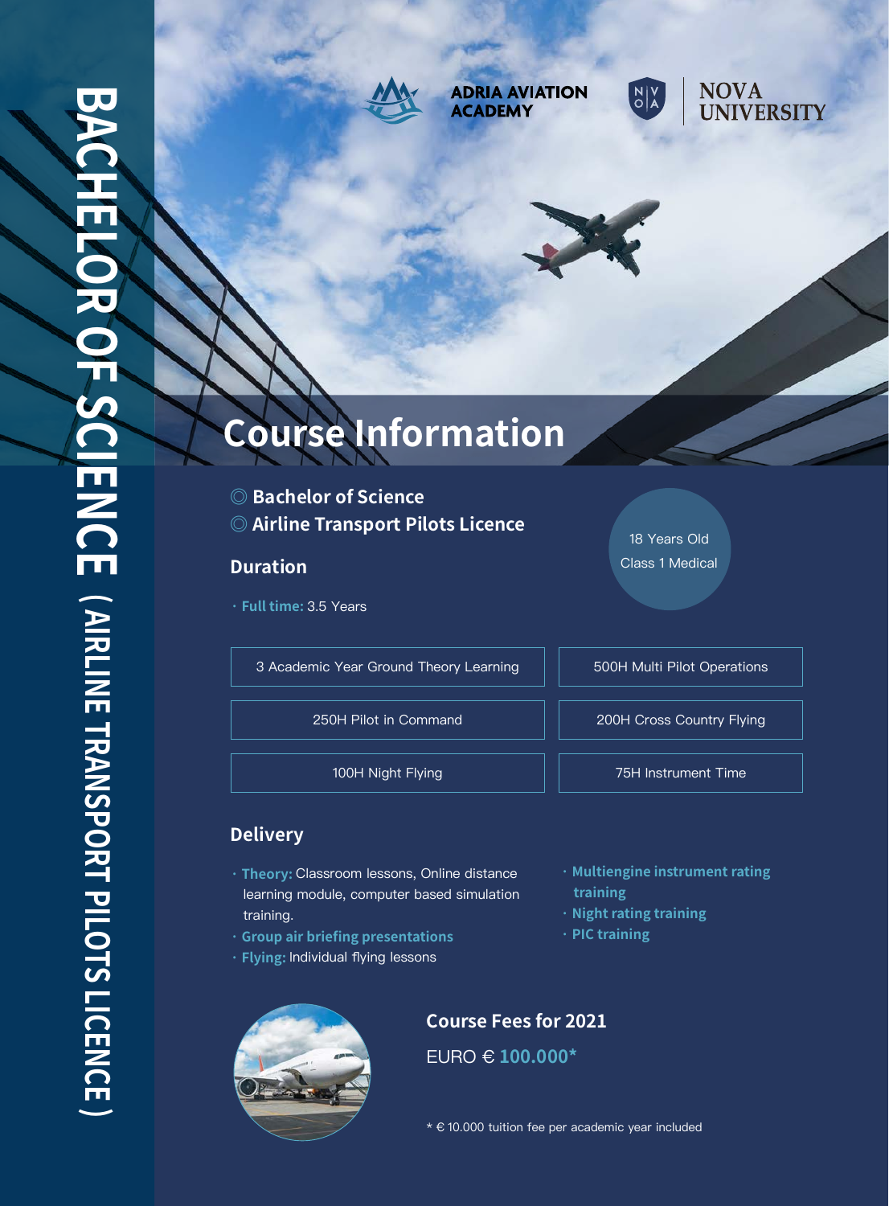BACHELOR OF SCIENCE（AIRLINE TRANSPORT PILOTS LICENCE）

ADRIA AVIATION ACADEMY

NOVA UNIVERSITY

# Course Information

◎ **Bachelor of Science**
◎ **Airline Transport Pilots Licence**

18 Years Old
Class 1 Medical

## Duration

- **Full time:** 3.5 Years

| 3 Academic Year Ground Theory Learning | 500H Multi Pilot Operations |
| --- | --- |
| 250H Pilot in Command | 200H Cross Country Flying |
| 100H Night Flying | 75H Instrument Time |

## Delivery

- **Theory:** Classroom lessons, Online distance learning module, computer based simulation training.
- **Group air briefing presentations**
- **Flying:** Individual flying lessons
- **Multiengine instrument rating training**
- **Night rating training**
- **PIC training**

## Course Fees for 2021

EURO € **100.000***

* € 10.000 tuition fee per academic year included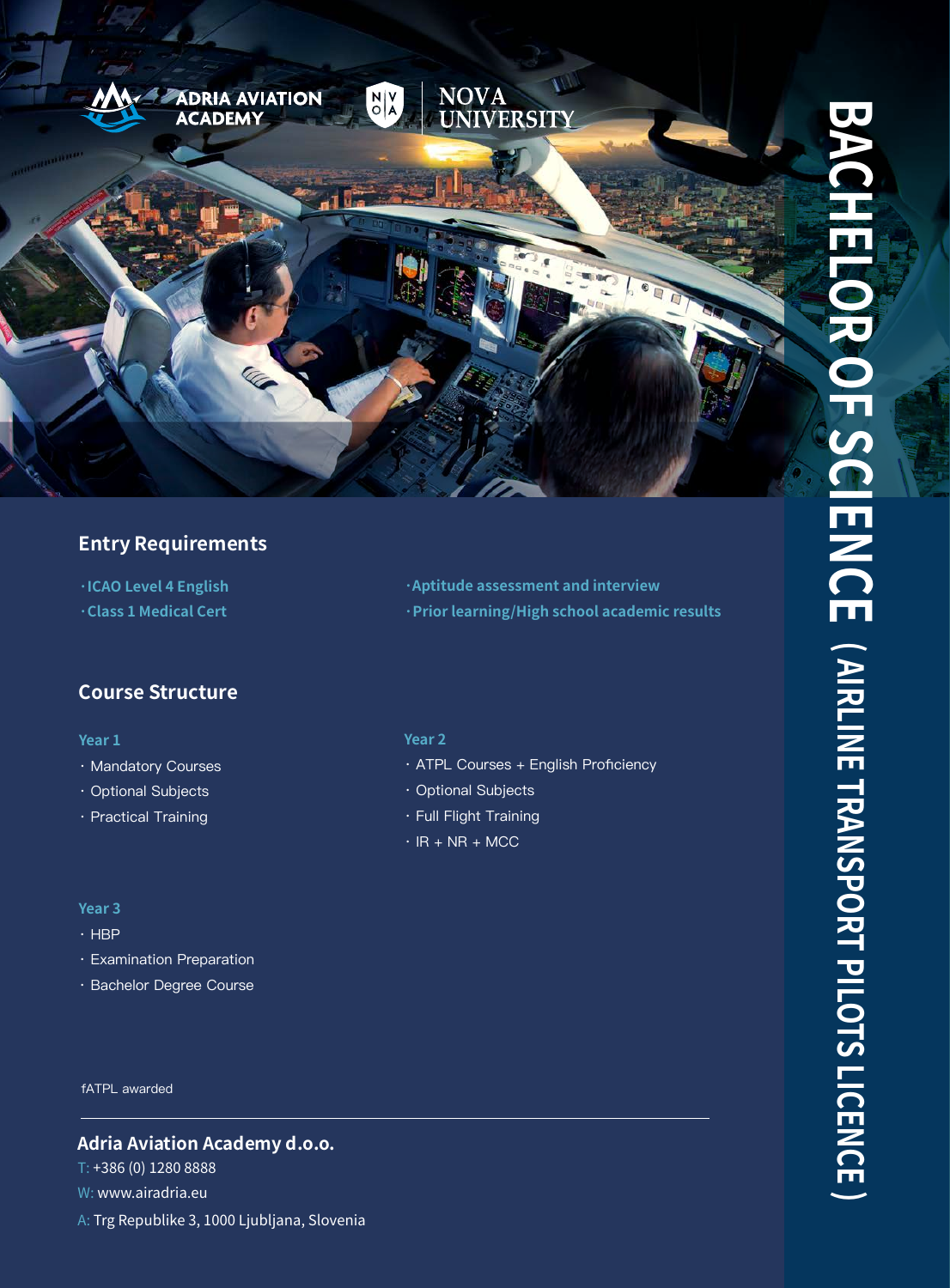ADRIA AVIATION ACADEMY

NOVA UNIVERSITY

# BACHELOR OF SCIENCE (AIRLINE TRANSPORT PILOTS LICENCE)

## Entry Requirements

- **ICAO Level 4 English**
- **Class 1 Medical Cert**
- **Aptitude assessment and interview**
- **Prior learning/High school academic results**

## Course Structure

### Year 1

- Mandatory Courses
- Optional Subjects
- Practical Training

### Year 2

- ATPL Courses + English Proficiency
- Optional Subjects
- Full Flight Training
- IR + NR + MCC

### Year 3

- HBP
- Examination Preparation
- Bachelor Degree Course

fATPL awarded

---

**Adria Aviation Academy d.o.o.**

T: +386 (0) 1280 8888

W: www.airadria.eu

A: Trg Republike 3, 1000 Ljubljana, Slovenia